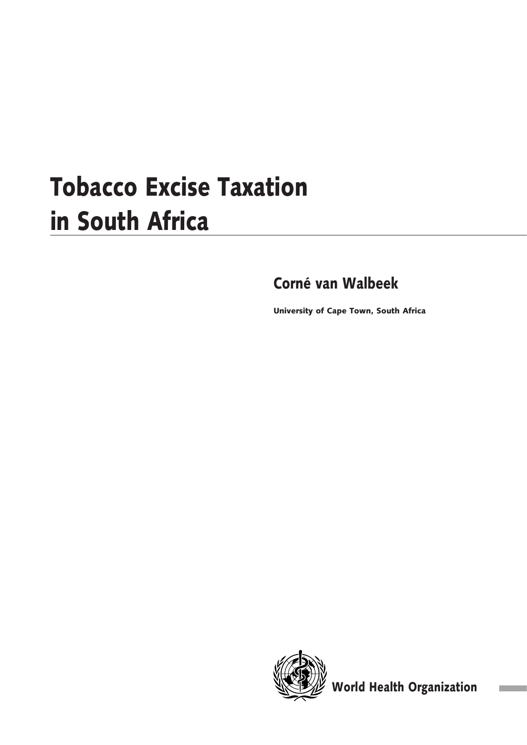# Tobacco Excise Taxation in South Africa

## Corné van Walbeek

**University of Cape Town, South Africa**

**World Health Organization**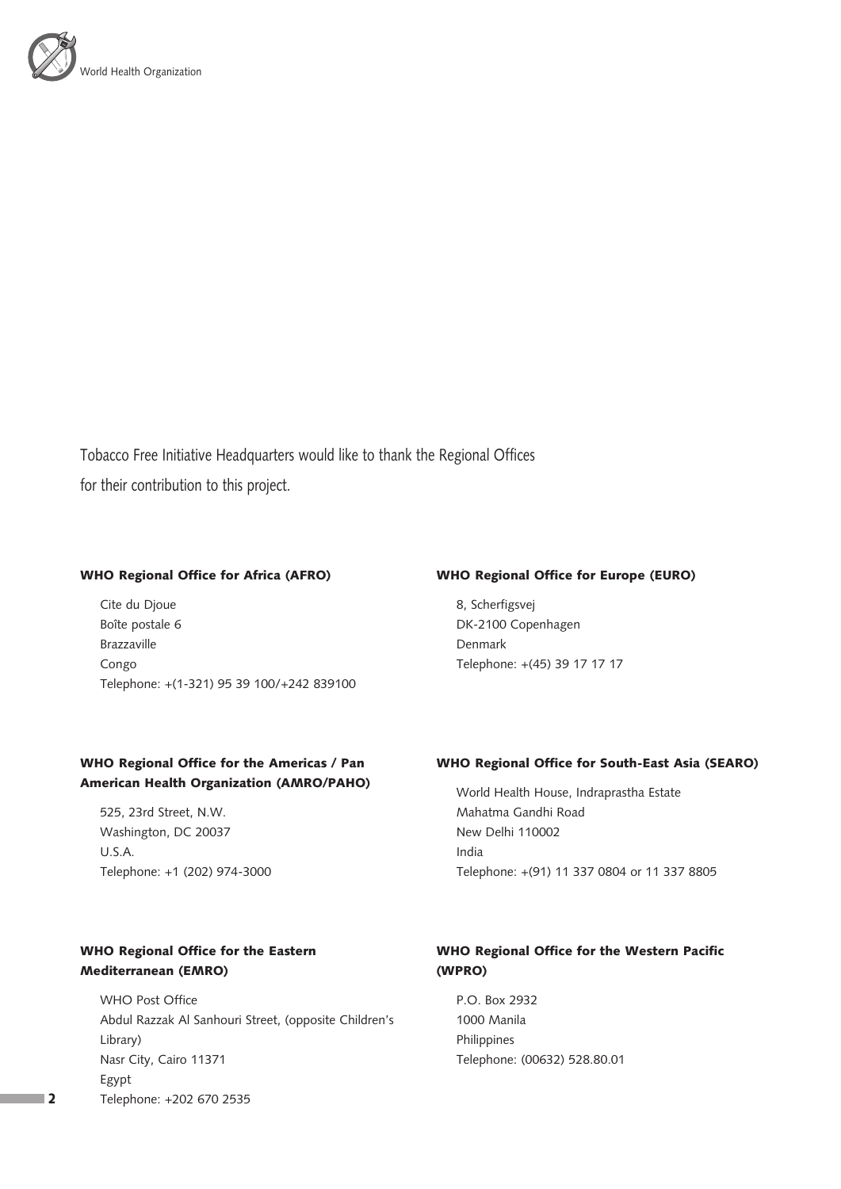Tobacco Free Initiative Headquarters would like to thank the Regional Offices for their contribution to this project.

**WHO Regional Office for Africa (AFRO)**

Cite du Djoue
Boîte postale 6
Brazzaville
Congo
Telephone: +(1-321) 95 39 100/+242 839100

**WHO Regional Office for the Americas / Pan American Health Organization (AMRO/PAHO)**

525, 23rd Street, N.W.
Washington, DC 20037
U.S.A.
Telephone: +1 (202) 974-3000

**WHO Regional Office for the Eastern Mediterranean (EMRO)**

WHO Post Office
Abdul Razzak Al Sanhouri Street, (opposite Children's Library)
Nasr City, Cairo 11371
Egypt
Telephone: +202 670 2535

**WHO Regional Office for Europe (EURO)**

8, Scherfigsvej
DK-2100 Copenhagen
Denmark
Telephone: +(45) 39 17 17 17

**WHO Regional Office for South-East Asia (SEARO)**

World Health House, Indraprastha Estate
Mahatma Gandhi Road
New Delhi 110002
India
Telephone: +(91) 11 337 0804 or 11 337 8805

**WHO Regional Office for the Western Pacific (WPRO)**

P.O. Box 2932
1000 Manila
Philippines
Telephone: (00632) 528.80.01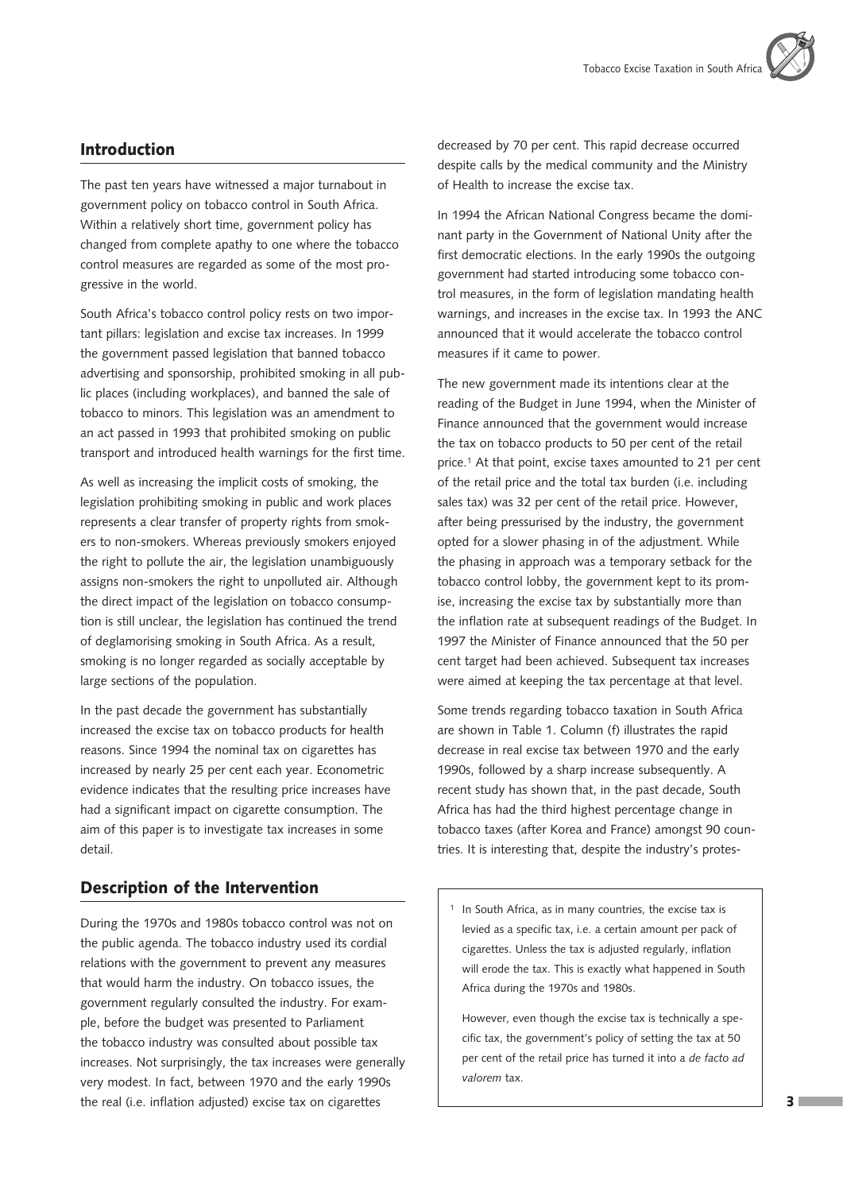## Introduction

The past ten years have witnessed a major turnabout in government policy on tobacco control in South Africa. Within a relatively short time, government policy has changed from complete apathy to one where the tobacco control measures are regarded as some of the most progressive in the world.

South Africa's tobacco control policy rests on two important pillars: legislation and excise tax increases. In 1999 the government passed legislation that banned tobacco advertising and sponsorship, prohibited smoking in all public places (including workplaces), and banned the sale of tobacco to minors. This legislation was an amendment to an act passed in 1993 that prohibited smoking on public transport and introduced health warnings for the first time.

As well as increasing the implicit costs of smoking, the legislation prohibiting smoking in public and work places represents a clear transfer of property rights from smokers to non-smokers. Whereas previously smokers enjoyed the right to pollute the air, the legislation unambiguously assigns non-smokers the right to unpolluted air. Although the direct impact of the legislation on tobacco consumption is still unclear, the legislation has continued the trend of deglamorising smoking in South Africa. As a result, smoking is no longer regarded as socially acceptable by large sections of the population.

In the past decade the government has substantially increased the excise tax on tobacco products for health reasons. Since 1994 the nominal tax on cigarettes has increased by nearly 25 per cent each year. Econometric evidence indicates that the resulting price increases have had a significant impact on cigarette consumption. The aim of this paper is to investigate tax increases in some detail.

## Description of the Intervention

During the 1970s and 1980s tobacco control was not on the public agenda. The tobacco industry used its cordial relations with the government to prevent any measures that would harm the industry. On tobacco issues, the government regularly consulted the industry. For example, before the budget was presented to Parliament the tobacco industry was consulted about possible tax increases. Not surprisingly, the tax increases were generally very modest. In fact, between 1970 and the early 1990s the real (i.e. inflation adjusted) excise tax on cigarettes decreased by 70 per cent. This rapid decrease occurred despite calls by the medical community and the Ministry of Health to increase the excise tax.

In 1994 the African National Congress became the dominant party in the Government of National Unity after the first democratic elections. In the early 1990s the outgoing government had started introducing some tobacco control measures, in the form of legislation mandating health warnings, and increases in the excise tax. In 1993 the ANC announced that it would accelerate the tobacco control measures if it came to power.

The new government made its intentions clear at the reading of the Budget in June 1994, when the Minister of Finance announced that the government would increase the tax on tobacco products to 50 per cent of the retail price.[1] At that point, excise taxes amounted to 21 per cent of the retail price and the total tax burden (i.e. including sales tax) was 32 per cent of the retail price. However, after being pressurised by the industry, the government opted for a slower phasing in of the adjustment. While the phasing in approach was a temporary setback for the tobacco control lobby, the government kept to its promise, increasing the excise tax by substantially more than the inflation rate at subsequent readings of the Budget. In 1997 the Minister of Finance announced that the 50 per cent target had been achieved. Subsequent tax increases were aimed at keeping the tax percentage at that level.

Some trends regarding tobacco taxation in South Africa are shown in Table 1. Column (f) illustrates the rapid decrease in real excise tax between 1970 and the early 1990s, followed by a sharp increase subsequently. A recent study has shown that, in the past decade, South Africa has had the third highest percentage change in tobacco taxes (after Korea and France) amongst 90 countries. It is interesting that, despite the industry's protes-

[1] In South Africa, as in many countries, the excise tax is levied as a specific tax, i.e. a certain amount per pack of cigarettes. Unless the tax is adjusted regularly, inflation will erode the tax. This is exactly what happened in South Africa during the 1970s and 1980s.

However, even though the excise tax is technically a specific tax, the government's policy of setting the tax at 50 per cent of the retail price has turned it into a *de facto ad valorem* tax.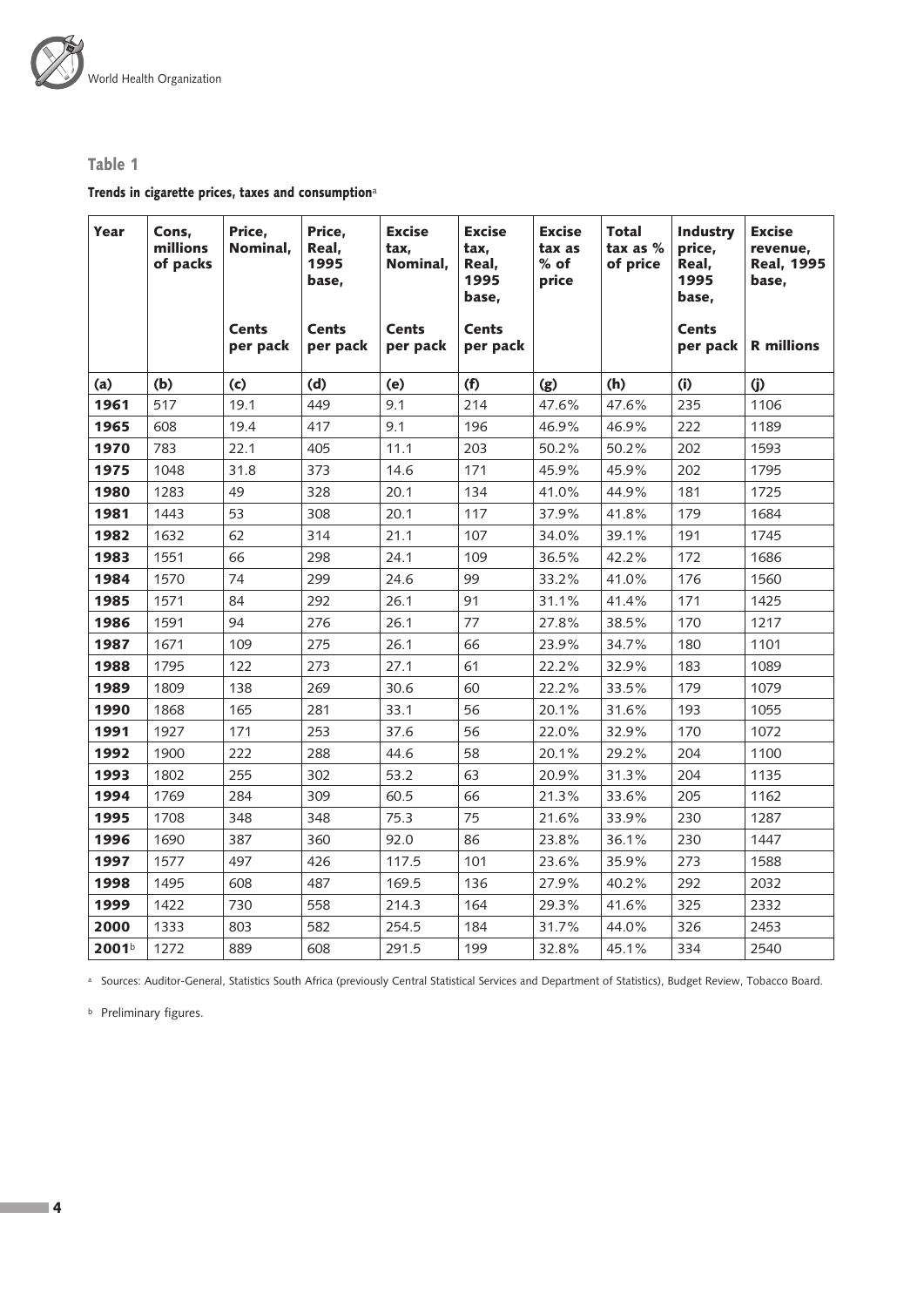## Table 1

**Trends in cigarette prices, taxes and consumption**[a]

| Year | Cons, millions of packs | Price, Nominal, | Price, Real, 1995 base, | Excise tax, Nominal, | Excise tax, Real, 1995 base, | Excise tax as % of price | Total tax as % of price | Industry price, Real, 1995 base, | Excise revenue, Real, 1995 base, |
|---|---|---|---|---|---|---|---|---|---|
| | | Cents per pack | Cents per pack | Cents per pack | Cents per pack | | | Cents per pack | R millions |
| (a) | (b) | (c) | (d) | (e) | (f) | (g) | (h) | (i) | (j) |
| **1961** | 517 | 19.1 | 449 | 9.1 | 214 | 47.6% | 47.6% | 235 | 1106 |
| **1965** | 608 | 19.4 | 417 | 9.1 | 196 | 46.9% | 46.9% | 222 | 1189 |
| **1970** | 783 | 22.1 | 405 | 11.1 | 203 | 50.2% | 50.2% | 202 | 1593 |
| **1975** | 1048 | 31.8 | 373 | 14.6 | 171 | 45.9% | 45.9% | 202 | 1795 |
| **1980** | 1283 | 49 | 328 | 20.1 | 134 | 41.0% | 44.9% | 181 | 1725 |
| **1981** | 1443 | 53 | 308 | 20.1 | 117 | 37.9% | 41.8% | 179 | 1684 |
| **1982** | 1632 | 62 | 314 | 21.1 | 107 | 34.0% | 39.1% | 191 | 1745 |
| **1983** | 1551 | 66 | 298 | 24.1 | 109 | 36.5% | 42.2% | 172 | 1686 |
| **1984** | 1570 | 74 | 299 | 24.6 | 99 | 33.2% | 41.0% | 176 | 1560 |
| **1985** | 1571 | 84 | 292 | 26.1 | 91 | 31.1% | 41.4% | 171 | 1425 |
| **1986** | 1591 | 94 | 276 | 26.1 | 77 | 27.8% | 38.5% | 170 | 1217 |
| **1987** | 1671 | 109 | 275 | 26.1 | 66 | 23.9% | 34.7% | 180 | 1101 |
| **1988** | 1795 | 122 | 273 | 27.1 | 61 | 22.2% | 32.9% | 183 | 1089 |
| **1989** | 1809 | 138 | 269 | 30.6 | 60 | 22.2% | 33.5% | 179 | 1079 |
| **1990** | 1868 | 165 | 281 | 33.1 | 56 | 20.1% | 31.6% | 193 | 1055 |
| **1991** | 1927 | 171 | 253 | 37.6 | 56 | 22.0% | 32.9% | 170 | 1072 |
| **1992** | 1900 | 222 | 288 | 44.6 | 58 | 20.1% | 29.2% | 204 | 1100 |
| **1993** | 1802 | 255 | 302 | 53.2 | 63 | 20.9% | 31.3% | 204 | 1135 |
| **1994** | 1769 | 284 | 309 | 60.5 | 66 | 21.3% | 33.6% | 205 | 1162 |
| **1995** | 1708 | 348 | 348 | 75.3 | 75 | 21.6% | 33.9% | 230 | 1287 |
| **1996** | 1690 | 387 | 360 | 92.0 | 86 | 23.8% | 36.1% | 230 | 1447 |
| **1997** | 1577 | 497 | 426 | 117.5 | 101 | 23.6% | 35.9% | 273 | 1588 |
| **1998** | 1495 | 608 | 487 | 169.5 | 136 | 27.9% | 40.2% | 292 | 2032 |
| **1999** | 1422 | 730 | 558 | 214.3 | 164 | 29.3% | 41.6% | 325 | 2332 |
| **2000** | 1333 | 803 | 582 | 254.5 | 184 | 31.7% | 44.0% | 326 | 2453 |
| **2001**[b] | 1272 | 889 | 608 | 291.5 | 199 | 32.8% | 45.1% | 334 | 2540 |

[a] Sources: Auditor-General, Statistics South Africa (previously Central Statistical Services and Department of Statistics), Budget Review, Tobacco Board.

[b] Preliminary figures.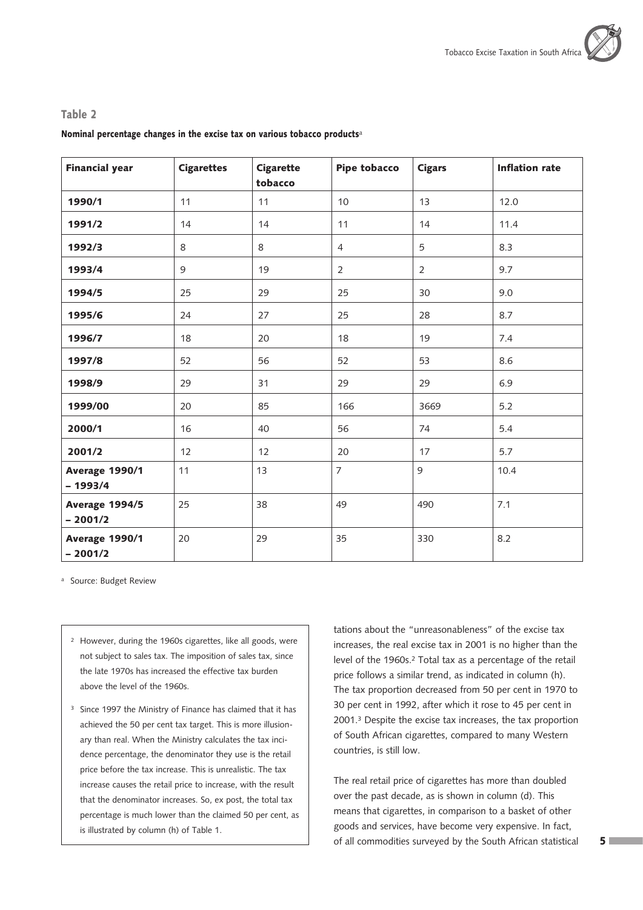**Table 2**

**Nominal percentage changes in the excise tax on various tobacco products**[a]

| Financial year | Cigarettes | Cigarette tobacco | Pipe tobacco | Cigars | Inflation rate |
|---|---|---|---|---|---|
| **1990/1** | 11 | 11 | 10 | 13 | 12.0 |
| **1991/2** | 14 | 14 | 11 | 14 | 11.4 |
| **1992/3** | 8 | 8 | 4 | 5 | 8.3 |
| **1993/4** | 9 | 19 | 2 | 2 | 9.7 |
| **1994/5** | 25 | 29 | 25 | 30 | 9.0 |
| **1995/6** | 24 | 27 | 25 | 28 | 8.7 |
| **1996/7** | 18 | 20 | 18 | 19 | 7.4 |
| **1997/8** | 52 | 56 | 52 | 53 | 8.6 |
| **1998/9** | 29 | 31 | 29 | 29 | 6.9 |
| **1999/00** | 20 | 85 | 166 | 3669 | 5.2 |
| **2000/1** | 16 | 40 | 56 | 74 | 5.4 |
| **2001/2** | 12 | 12 | 20 | 17 | 5.7 |
| **Average 1990/1 – 1993/4** | 11 | 13 | 7 | 9 | 10.4 |
| **Average 1994/5 – 2001/2** | 25 | 38 | 49 | 490 | 7.1 |
| **Average 1990/1 – 2001/2** | 20 | 29 | 35 | 330 | 8.2 |

[a] Source: Budget Review

tations about the "unreasonableness" of the excise tax increases, the real excise tax in 2001 is no higher than the level of the 1960s.[2] Total tax as a percentage of the retail price follows a similar trend, as indicated in column (h). The tax proportion decreased from 50 per cent in 1970 to 30 per cent in 1992, after which it rose to 45 per cent in 2001.[3] Despite the excise tax increases, the tax proportion of South African cigarettes, compared to many Western countries, is still low.

The real retail price of cigarettes has more than doubled over the past decade, as is shown in column (d). This means that cigarettes, in comparison to a basket of other goods and services, have become very expensive. In fact, of all commodities surveyed by the South African statistical

[2] However, during the 1960s cigarettes, like all goods, were not subject to sales tax. The imposition of sales tax, since the late 1970s has increased the effective tax burden above the level of the 1960s.

[3] Since 1997 the Ministry of Finance has claimed that it has achieved the 50 per cent tax target. This is more illusionary than real. When the Ministry calculates the tax incidence percentage, the denominator they use is the retail price before the tax increase. This is unrealistic. The tax increase causes the retail price to increase, with the result that the denominator increases. So, ex post, the total tax percentage is much lower than the claimed 50 per cent, as is illustrated by column (h) of Table 1.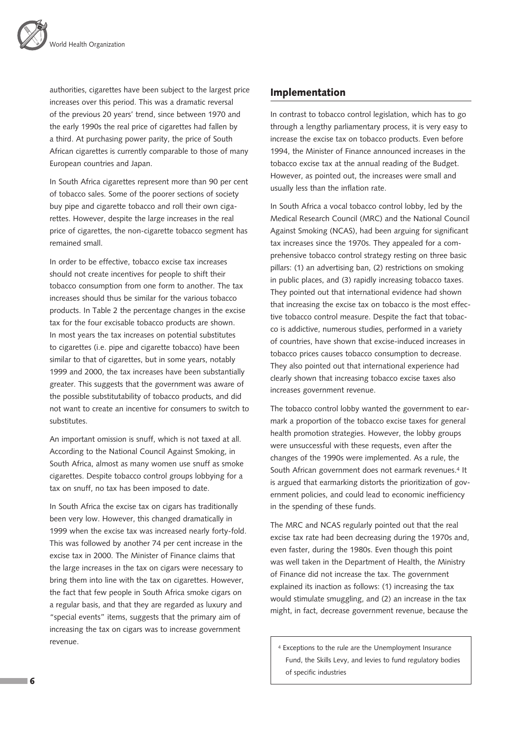authorities, cigarettes have been subject to the largest price increases over this period. This was a dramatic reversal of the previous 20 years' trend, since between 1970 and the early 1990s the real price of cigarettes had fallen by a third. At purchasing power parity, the price of South African cigarettes is currently comparable to those of many European countries and Japan.

In South Africa cigarettes represent more than 90 per cent of tobacco sales. Some of the poorer sections of society buy pipe and cigarette tobacco and roll their own cigarettes. However, despite the large increases in the real price of cigarettes, the non-cigarette tobacco segment has remained small.

In order to be effective, tobacco excise tax increases should not create incentives for people to shift their tobacco consumption from one form to another. The tax increases should thus be similar for the various tobacco products. In Table 2 the percentage changes in the excise tax for the four excisable tobacco products are shown. In most years the tax increases on potential substitutes to cigarettes (i.e. pipe and cigarette tobacco) have been similar to that of cigarettes, but in some years, notably 1999 and 2000, the tax increases have been substantially greater. This suggests that the government was aware of the possible substitutability of tobacco products, and did not want to create an incentive for consumers to switch to substitutes.

An important omission is snuff, which is not taxed at all. According to the National Council Against Smoking, in South Africa, almost as many women use snuff as smoke cigarettes. Despite tobacco control groups lobbying for a tax on snuff, no tax has been imposed to date.

In South Africa the excise tax on cigars has traditionally been very low. However, this changed dramatically in 1999 when the excise tax was increased nearly forty-fold. This was followed by another 74 per cent increase in the excise tax in 2000. The Minister of Finance claims that the large increases in the tax on cigars were necessary to bring them into line with the tax on cigarettes. However, the fact that few people in South Africa smoke cigars on a regular basis, and that they are regarded as luxury and "special events" items, suggests that the primary aim of increasing the tax on cigars was to increase government revenue.

## Implementation

In contrast to tobacco control legislation, which has to go through a lengthy parliamentary process, it is very easy to increase the excise tax on tobacco products. Even before 1994, the Minister of Finance announced increases in the tobacco excise tax at the annual reading of the Budget. However, as pointed out, the increases were small and usually less than the inflation rate.

In South Africa a vocal tobacco control lobby, led by the Medical Research Council (MRC) and the National Council Against Smoking (NCAS), had been arguing for significant tax increases since the 1970s. They appealed for a comprehensive tobacco control strategy resting on three basic pillars: (1) an advertising ban, (2) restrictions on smoking in public places, and (3) rapidly increasing tobacco taxes. They pointed out that international evidence had shown that increasing the excise tax on tobacco is the most effective tobacco control measure. Despite the fact that tobacco is addictive, numerous studies, performed in a variety of countries, have shown that excise-induced increases in tobacco prices causes tobacco consumption to decrease. They also pointed out that international experience had clearly shown that increasing tobacco excise taxes also increases government revenue.

The tobacco control lobby wanted the government to earmark a proportion of the tobacco excise taxes for general health promotion strategies. However, the lobby groups were unsuccessful with these requests, even after the changes of the 1990s were implemented. As a rule, the South African government does not earmark revenues.[4] It is argued that earmarking distorts the prioritization of government policies, and could lead to economic inefficiency in the spending of these funds.

The MRC and NCAS regularly pointed out that the real excise tax rate had been decreasing during the 1970s and, even faster, during the 1980s. Even though this point was well taken in the Department of Health, the Ministry of Finance did not increase the tax. The government explained its inaction as follows: (1) increasing the tax would stimulate smuggling, and (2) an increase in the tax might, in fact, decrease government revenue, because the

[4] Exceptions to the rule are the Unemployment Insurance Fund, the Skills Levy, and levies to fund regulatory bodies of specific industries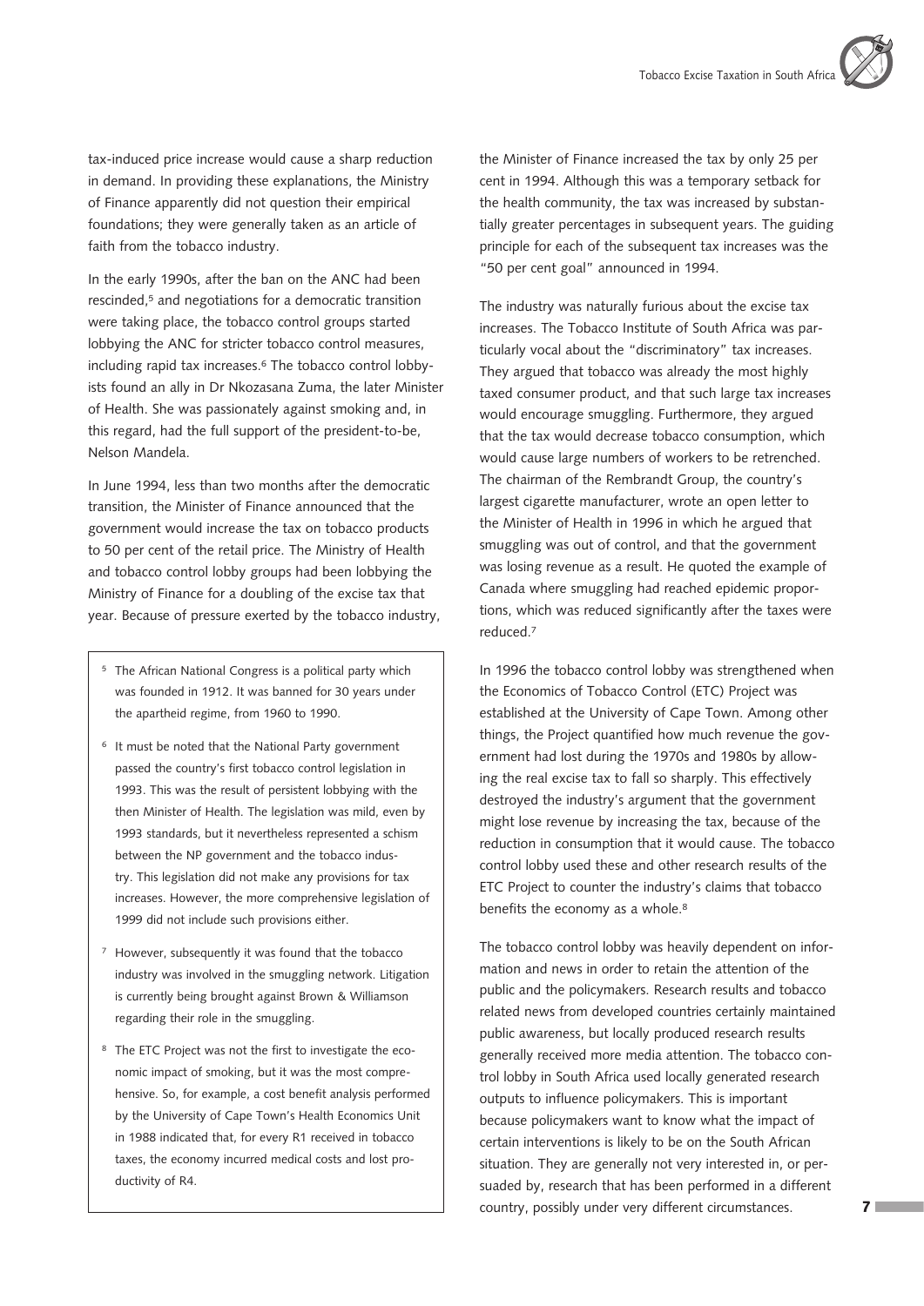tax-induced price increase would cause a sharp reduction in demand. In providing these explanations, the Ministry of Finance apparently did not question their empirical foundations; they were generally taken as an article of faith from the tobacco industry.

In the early 1990s, after the ban on the ANC had been rescinded,[5] and negotiations for a democratic transition were taking place, the tobacco control groups started lobbying the ANC for stricter tobacco control measures, including rapid tax increases.[6] The tobacco control lobbyists found an ally in Dr Nkozasana Zuma, the later Minister of Health. She was passionately against smoking and, in this regard, had the full support of the president-to-be, Nelson Mandela.

In June 1994, less than two months after the democratic transition, the Minister of Finance announced that the government would increase the tax on tobacco products to 50 per cent of the retail price. The Ministry of Health and tobacco control lobby groups had been lobbying the Ministry of Finance for a doubling of the excise tax that year. Because of pressure exerted by the tobacco industry, the Minister of Finance increased the tax by only 25 per cent in 1994. Although this was a temporary setback for the health community, the tax was increased by substantially greater percentages in subsequent years. The guiding principle for each of the subsequent tax increases was the "50 per cent goal" announced in 1994.

The industry was naturally furious about the excise tax increases. The Tobacco Institute of South Africa was particularly vocal about the "discriminatory" tax increases. They argued that tobacco was already the most highly taxed consumer product, and that such large tax increases would encourage smuggling. Furthermore, they argued that the tax would decrease tobacco consumption, which would cause large numbers of workers to be retrenched. The chairman of the Rembrandt Group, the country's largest cigarette manufacturer, wrote an open letter to the Minister of Health in 1996 in which he argued that smuggling was out of control, and that the government was losing revenue as a result. He quoted the example of Canada where smuggling had reached epidemic proportions, which was reduced significantly after the taxes were reduced.[7]

In 1996 the tobacco control lobby was strengthened when the Economics of Tobacco Control (ETC) Project was established at the University of Cape Town. Among other things, the Project quantified how much revenue the government had lost during the 1970s and 1980s by allowing the real excise tax to fall so sharply. This effectively destroyed the industry's argument that the government might lose revenue by increasing the tax, because of the reduction in consumption that it would cause. The tobacco control lobby used these and other research results of the ETC Project to counter the industry's claims that tobacco benefits the economy as a whole.[8]

The tobacco control lobby was heavily dependent on information and news in order to retain the attention of the public and the policymakers. Research results and tobacco related news from developed countries certainly maintained public awareness, but locally produced research results generally received more media attention. The tobacco control lobby in South Africa used locally generated research outputs to influence policymakers. This is important because policymakers want to know what the impact of certain interventions is likely to be on the South African situation. They are generally not very interested in, or persuaded by, research that has been performed in a different country, possibly under very different circumstances.

---

[5] The African National Congress is a political party which was founded in 1912. It was banned for 30 years under the apartheid regime, from 1960 to 1990.

[6] It must be noted that the National Party government passed the country's first tobacco control legislation in 1993. This was the result of persistent lobbying with the then Minister of Health. The legislation was mild, even by 1993 standards, but it nevertheless represented a schism between the NP government and the tobacco industry. This legislation did not make any provisions for tax increases. However, the more comprehensive legislation of 1999 did not include such provisions either.

[7] However, subsequently it was found that the tobacco industry was involved in the smuggling network. Litigation is currently being brought against Brown & Williamson regarding their role in the smuggling.

[8] The ETC Project was not the first to investigate the economic impact of smoking, but it was the most comprehensive. So, for example, a cost benefit analysis performed by the University of Cape Town's Health Economics Unit in 1988 indicated that, for every R1 received in tobacco taxes, the economy incurred medical costs and lost productivity of R4.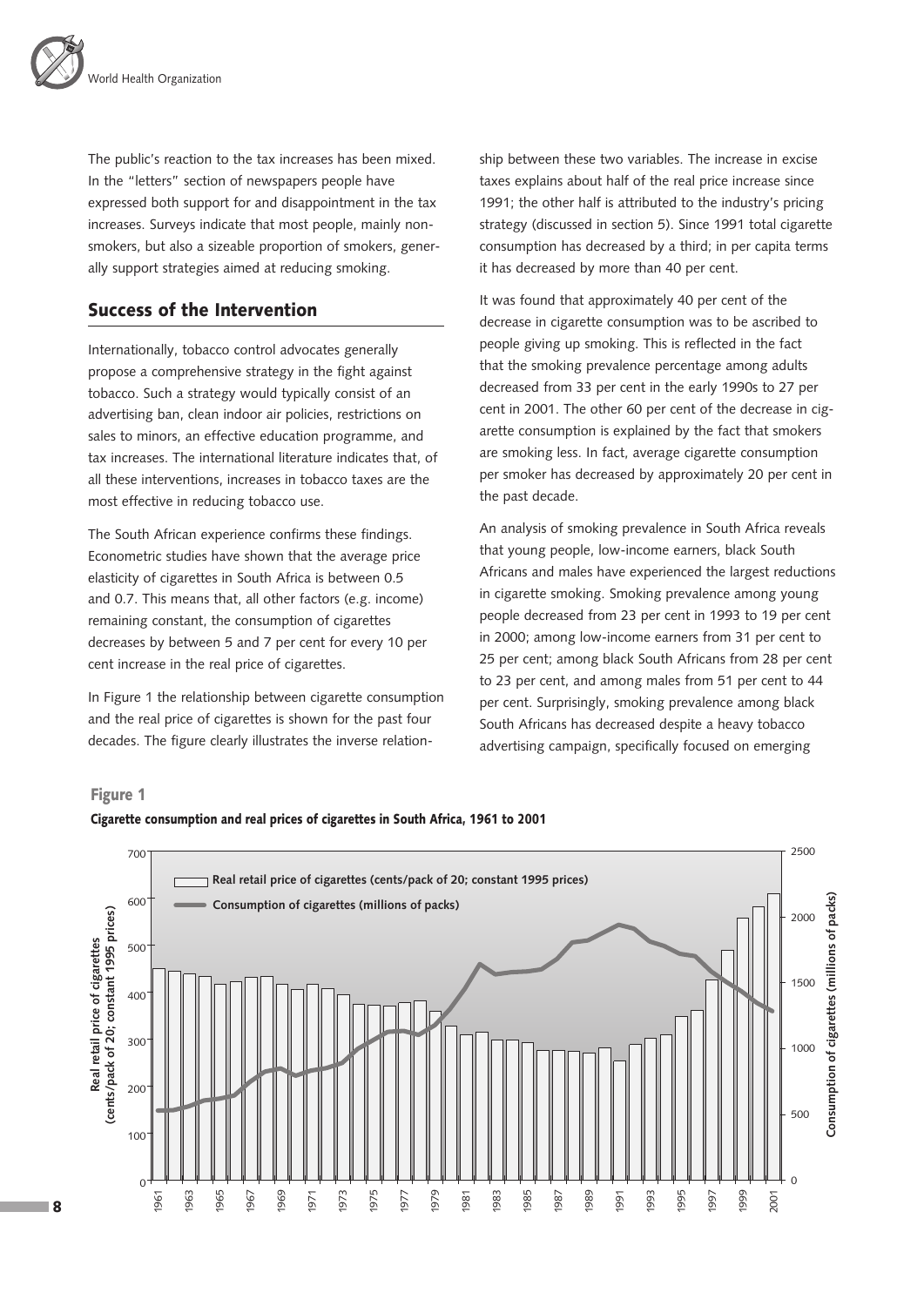The public's reaction to the tax increases has been mixed. In the "letters" section of newspapers people have expressed both support for and disappointment in the tax increases. Surveys indicate that most people, mainly non-smokers, but also a sizeable proportion of smokers, generally support strategies aimed at reducing smoking.

## Success of the Intervention

Internationally, tobacco control advocates generally propose a comprehensive strategy in the fight against tobacco. Such a strategy would typically consist of an advertising ban, clean indoor air policies, restrictions on sales to minors, an effective education programme, and tax increases. The international literature indicates that, of all these interventions, increases in tobacco taxes are the most effective in reducing tobacco use.

The South African experience confirms these findings. Econometric studies have shown that the average price elasticity of cigarettes in South Africa is between 0.5 and 0.7. This means that, all other factors (e.g. income) remaining constant, the consumption of cigarettes decreases by between 5 and 7 per cent for every 10 per cent increase in the real price of cigarettes.

In Figure 1 the relationship between cigarette consumption and the real price of cigarettes is shown for the past four decades. The figure clearly illustrates the inverse relationship between these two variables. The increase in excise taxes explains about half of the real price increase since 1991; the other half is attributed to the industry's pricing strategy (discussed in section 5). Since 1991 total cigarette consumption has decreased by a third; in per capita terms it has decreased by more than 40 per cent.

It was found that approximately 40 per cent of the decrease in cigarette consumption was to be ascribed to people giving up smoking. This is reflected in the fact that the smoking prevalence percentage among adults decreased from 33 per cent in the early 1990s to 27 per cent in 2001. The other 60 per cent of the decrease in cigarette consumption is explained by the fact that smokers are smoking less. In fact, average cigarette consumption per smoker has decreased by approximately 20 per cent in the past decade.

An analysis of smoking prevalence in South Africa reveals that young people, low-income earners, black South Africans and males have experienced the largest reductions in cigarette smoking. Smoking prevalence among young people decreased from 23 per cent in 1993 to 19 per cent in 2000; among low-income earners from 31 per cent to 25 per cent; among black South Africans from 28 per cent to 23 per cent, and among males from 51 per cent to 44 per cent. Surprisingly, smoking prevalence among black South Africans has decreased despite a heavy tobacco advertising campaign, specifically focused on emerging

**Figure 1**

**Cigarette consumption and real prices of cigarettes in South Africa, 1961 to 2001**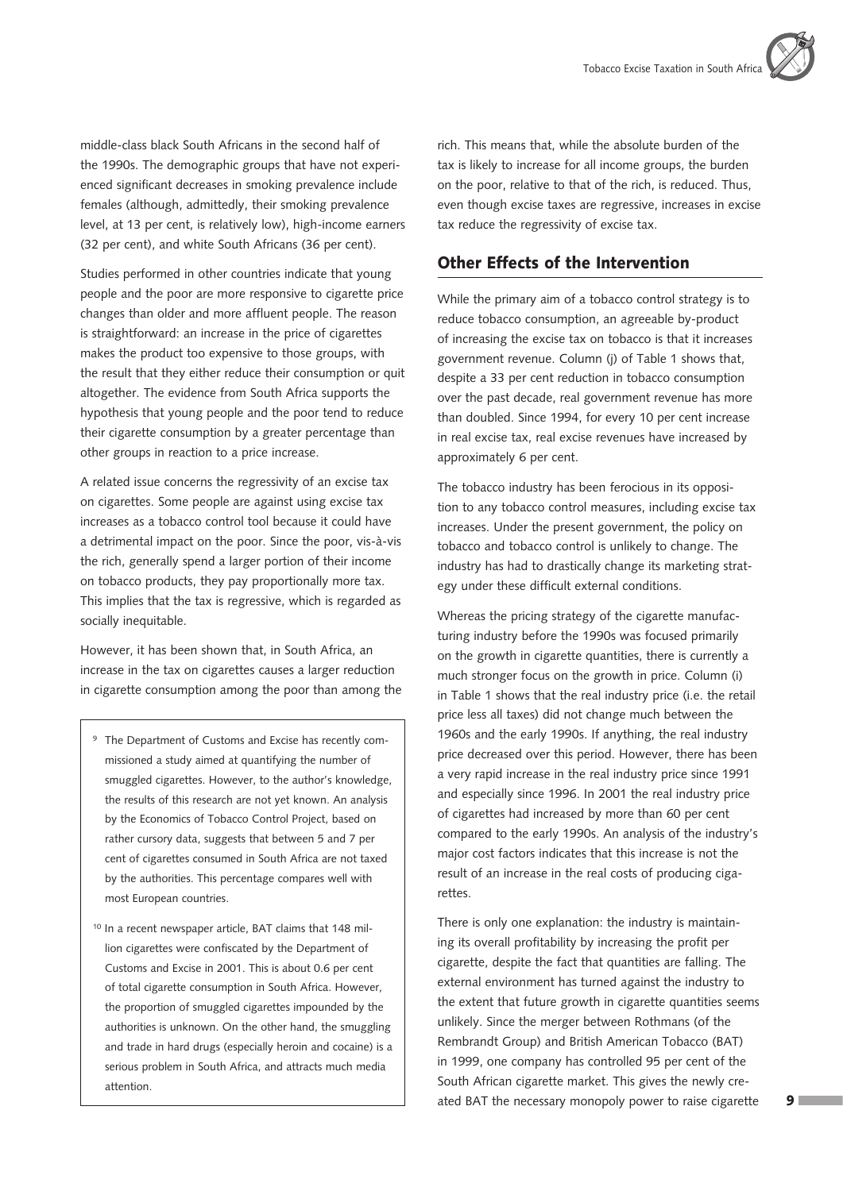middle-class black South Africans in the second half of the 1990s. The demographic groups that have not experienced significant decreases in smoking prevalence include females (although, admittedly, their smoking prevalence level, at 13 per cent, is relatively low), high-income earners (32 per cent), and white South Africans (36 per cent).

Studies performed in other countries indicate that young people and the poor are more responsive to cigarette price changes than older and more affluent people. The reason is straightforward: an increase in the price of cigarettes makes the product too expensive to those groups, with the result that they either reduce their consumption or quit altogether. The evidence from South Africa supports the hypothesis that young people and the poor tend to reduce their cigarette consumption by a greater percentage than other groups in reaction to a price increase.

A related issue concerns the regressivity of an excise tax on cigarettes. Some people are against using excise tax increases as a tobacco control tool because it could have a detrimental impact on the poor. Since the poor, vis-à-vis the rich, generally spend a larger portion of their income on tobacco products, they pay proportionally more tax. This implies that the tax is regressive, which is regarded as socially inequitable.

However, it has been shown that, in South Africa, an increase in the tax on cigarettes causes a larger reduction in cigarette consumption among the poor than among the rich. This means that, while the absolute burden of the tax is likely to increase for all income groups, the burden on the poor, relative to that of the rich, is reduced. Thus, even though excise taxes are regressive, increases in excise tax reduce the regressivity of excise tax.

## Other Effects of the Intervention

While the primary aim of a tobacco control strategy is to reduce tobacco consumption, an agreeable by-product of increasing the excise tax on tobacco is that it increases government revenue. Column (j) of Table 1 shows that, despite a 33 per cent reduction in tobacco consumption over the past decade, real government revenue has more than doubled. Since 1994, for every 10 per cent increase in real excise tax, real excise revenues have increased by approximately 6 per cent.

The tobacco industry has been ferocious in its opposition to any tobacco control measures, including excise tax increases. Under the present government, the policy on tobacco and tobacco control is unlikely to change. The industry has had to drastically change its marketing strategy under these difficult external conditions.

Whereas the pricing strategy of the cigarette manufacturing industry before the 1990s was focused primarily on the growth in cigarette quantities, there is currently a much stronger focus on the growth in price. Column (i) in Table 1 shows that the real industry price (i.e. the retail price less all taxes) did not change much between the 1960s and the early 1990s. If anything, the real industry price decreased over this period. However, there has been a very rapid increase in the real industry price since 1991 and especially since 1996. In 2001 the real industry price of cigarettes had increased by more than 60 per cent compared to the early 1990s. An analysis of the industry's major cost factors indicates that this increase is not the result of an increase in the real costs of producing cigarettes.

There is only one explanation: the industry is maintaining its overall profitability by increasing the profit per cigarette, despite the fact that quantities are falling. The external environment has turned against the industry to the extent that future growth in cigarette quantities seems unlikely. Since the merger between Rothmans (of the Rembrandt Group) and British American Tobacco (BAT) in 1999, one company has controlled 95 per cent of the South African cigarette market. This gives the newly created BAT the necessary monopoly power to raise cigarette

---

[9] The Department of Customs and Excise has recently commissioned a study aimed at quantifying the number of smuggled cigarettes. However, to the author's knowledge, the results of this research are not yet known. An analysis by the Economics of Tobacco Control Project, based on rather cursory data, suggests that between 5 and 7 per cent of cigarettes consumed in South Africa are not taxed by the authorities. This percentage compares well with most European countries.

[10] In a recent newspaper article, BAT claims that 148 million cigarettes were confiscated by the Department of Customs and Excise in 2001. This is about 0.6 per cent of total cigarette consumption in South Africa. However, the proportion of smuggled cigarettes impounded by the authorities is unknown. On the other hand, the smuggling and trade in hard drugs (especially heroin and cocaine) is a serious problem in South Africa, and attracts much media attention.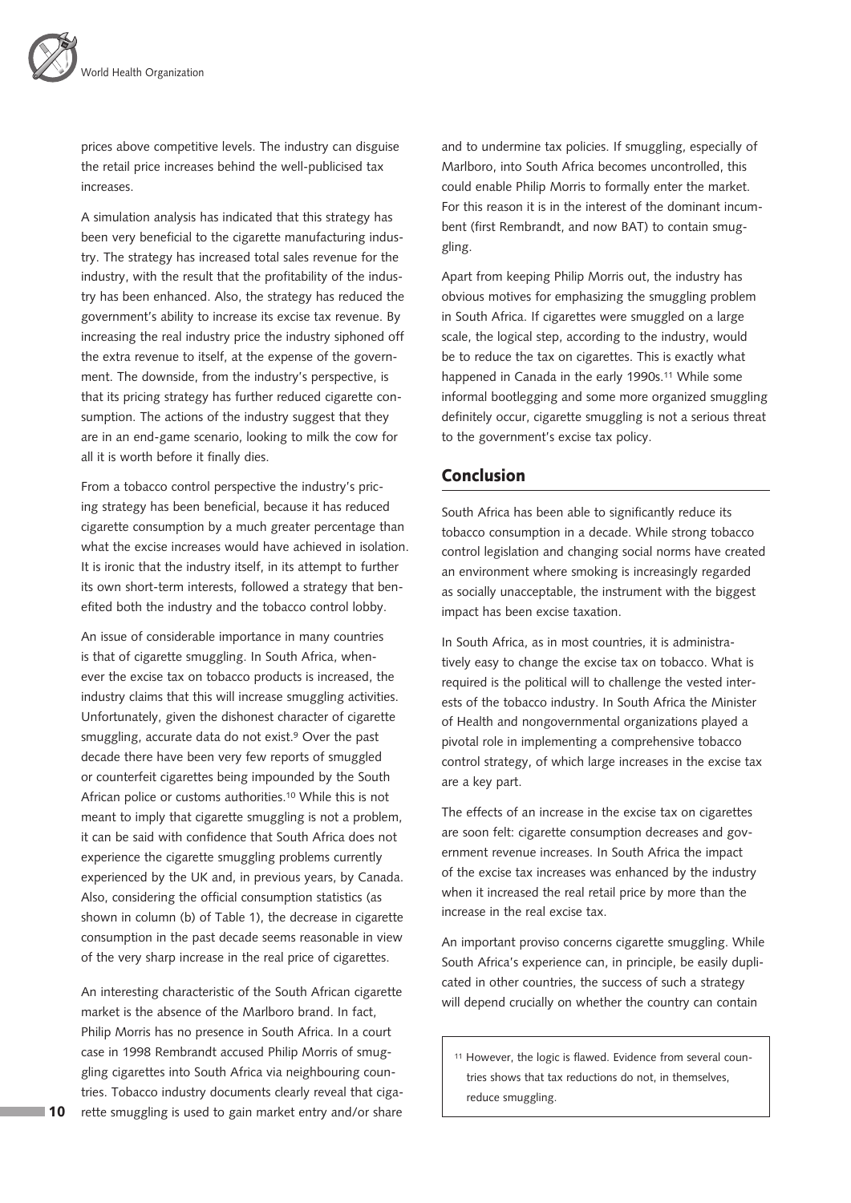prices above competitive levels. The industry can disguise the retail price increases behind the well-publicised tax increases.

A simulation analysis has indicated that this strategy has been very beneficial to the cigarette manufacturing industry. The strategy has increased total sales revenue for the industry, with the result that the profitability of the industry has been enhanced. Also, the strategy has reduced the government's ability to increase its excise tax revenue. By increasing the real industry price the industry siphoned off the extra revenue to itself, at the expense of the government. The downside, from the industry's perspective, is that its pricing strategy has further reduced cigarette consumption. The actions of the industry suggest that they are in an end-game scenario, looking to milk the cow for all it is worth before it finally dies.

From a tobacco control perspective the industry's pricing strategy has been beneficial, because it has reduced cigarette consumption by a much greater percentage than what the excise increases would have achieved in isolation. It is ironic that the industry itself, in its attempt to further its own short-term interests, followed a strategy that benefited both the industry and the tobacco control lobby.

An issue of considerable importance in many countries is that of cigarette smuggling. In South Africa, whenever the excise tax on tobacco products is increased, the industry claims that this will increase smuggling activities. Unfortunately, given the dishonest character of cigarette smuggling, accurate data do not exist.[9] Over the past decade there have been very few reports of smuggled or counterfeit cigarettes being impounded by the South African police or customs authorities.[10] While this is not meant to imply that cigarette smuggling is not a problem, it can be said with confidence that South Africa does not experience the cigarette smuggling problems currently experienced by the UK and, in previous years, by Canada. Also, considering the official consumption statistics (as shown in column (b) of Table 1), the decrease in cigarette consumption in the past decade seems reasonable in view of the very sharp increase in the real price of cigarettes.

An interesting characteristic of the South African cigarette market is the absence of the Marlboro brand. In fact, Philip Morris has no presence in South Africa. In a court case in 1998 Rembrandt accused Philip Morris of smuggling cigarettes into South Africa via neighbouring countries. Tobacco industry documents clearly reveal that cigarette smuggling is used to gain market entry and/or share and to undermine tax policies. If smuggling, especially of Marlboro, into South Africa becomes uncontrolled, this could enable Philip Morris to formally enter the market. For this reason it is in the interest of the dominant incumbent (first Rembrandt, and now BAT) to contain smuggling.

Apart from keeping Philip Morris out, the industry has obvious motives for emphasizing the smuggling problem in South Africa. If cigarettes were smuggled on a large scale, the logical step, according to the industry, would be to reduce the tax on cigarettes. This is exactly what happened in Canada in the early 1990s.[11] While some informal bootlegging and some more organized smuggling definitely occur, cigarette smuggling is not a serious threat to the government's excise tax policy.

## Conclusion

South Africa has been able to significantly reduce its tobacco consumption in a decade. While strong tobacco control legislation and changing social norms have created an environment where smoking is increasingly regarded as socially unacceptable, the instrument with the biggest impact has been excise taxation.

In South Africa, as in most countries, it is administratively easy to change the excise tax on tobacco. What is required is the political will to challenge the vested interests of the tobacco industry. In South Africa the Minister of Health and nongovernmental organizations played a pivotal role in implementing a comprehensive tobacco control strategy, of which large increases in the excise tax are a key part.

The effects of an increase in the excise tax on cigarettes are soon felt: cigarette consumption decreases and government revenue increases. In South Africa the impact of the excise tax increases was enhanced by the industry when it increased the real retail price by more than the increase in the real excise tax.

An important proviso concerns cigarette smuggling. While South Africa's experience can, in principle, be easily duplicated in other countries, the success of such a strategy will depend crucially on whether the country can contain

[11] However, the logic is flawed. Evidence from several countries shows that tax reductions do not, in themselves, reduce smuggling.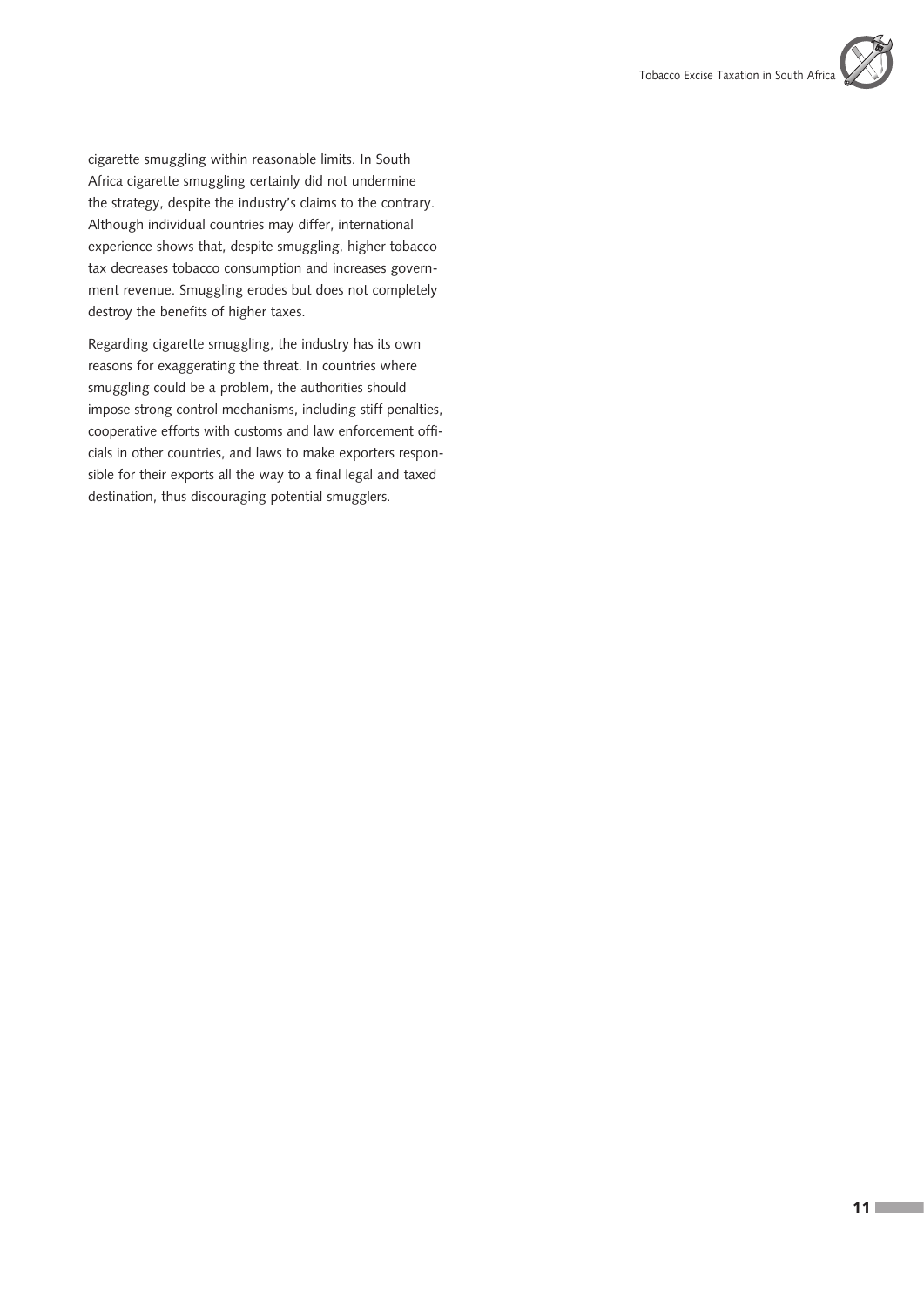cigarette smuggling within reasonable limits. In South Africa cigarette smuggling certainly did not undermine the strategy, despite the industry's claims to the contrary. Although individual countries may differ, international experience shows that, despite smuggling, higher tobacco tax decreases tobacco consumption and increases government revenue. Smuggling erodes but does not completely destroy the benefits of higher taxes.

Regarding cigarette smuggling, the industry has its own reasons for exaggerating the threat. In countries where smuggling could be a problem, the authorities should impose strong control mechanisms, including stiff penalties, cooperative efforts with customs and law enforcement officials in other countries, and laws to make exporters responsible for their exports all the way to a final legal and taxed destination, thus discouraging potential smugglers.